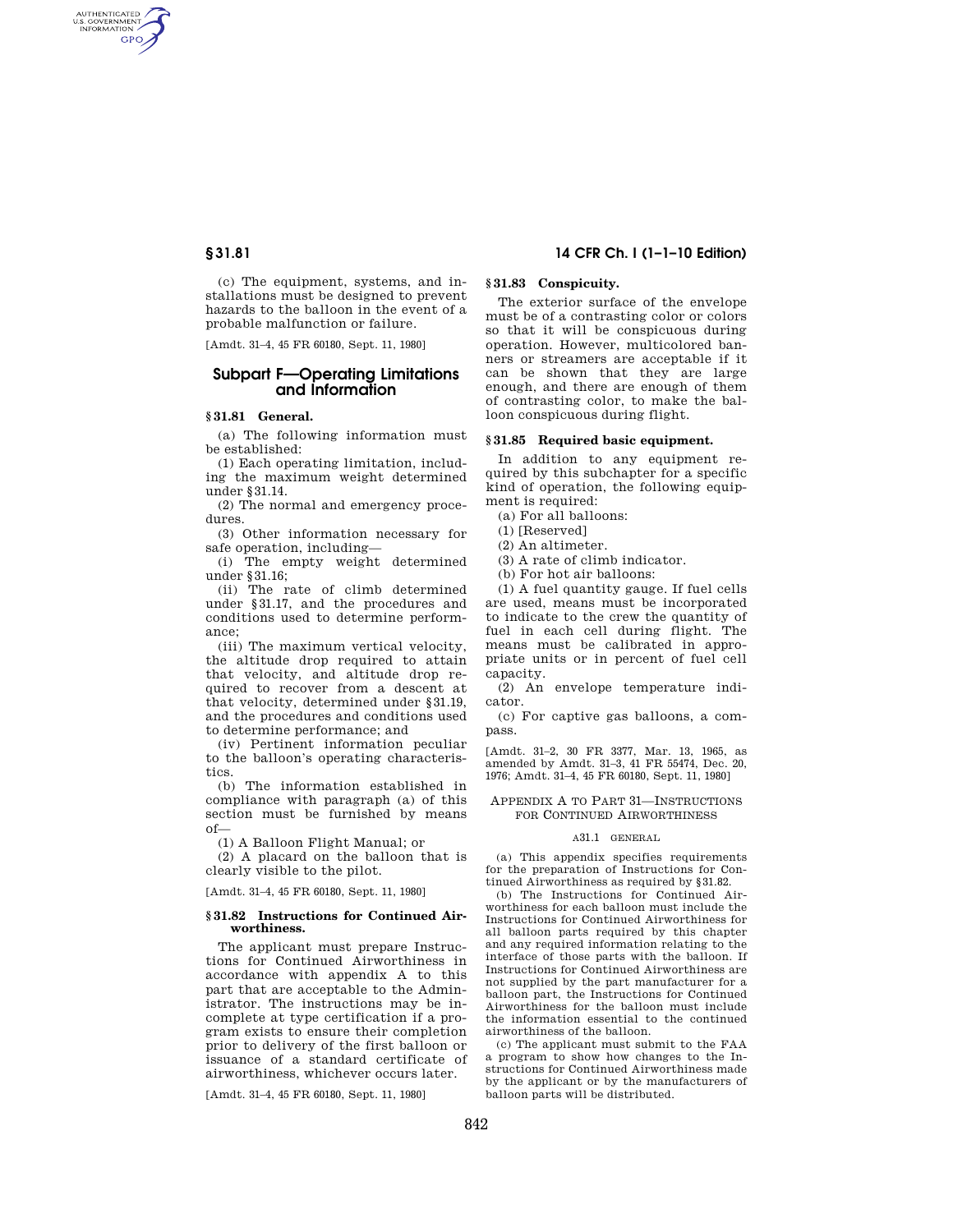(c) The equipment, systems, and installations must be designed to prevent hazards to the balloon in the event of a probable malfunction or failure.

[Amdt. 31–4, 45 FR 60180, Sept. 11, 1980]

## Subpart F—Operating Limitations and Information

### § 31.81 General.

(a) The following information must be established:

(1) Each operating limitation, including the maximum weight determined under § 31.14.

(2) The normal and emergency procedures.

(3) Other information necessary for safe operation, including—

(i) The empty weight determined under § 31.16;

(ii) The rate of climb determined under § 31.17, and the procedures and conditions used to determine performance;

(iii) The maximum vertical velocity, the altitude drop required to attain that velocity, and altitude drop required to recover from a descent at that velocity, determined under § 31.19, and the procedures and conditions used to determine performance; and

(iv) Pertinent information peculiar to the balloon's operating characteristics.

(b) The information established in compliance with paragraph (a) of this section must be furnished by means of—

(1) A Balloon Flight Manual; or

(2) A placard on the balloon that is clearly visible to the pilot.

[Amdt. 31–4, 45 FR 60180, Sept. 11, 1980]

### § 31.82 Instructions for Continued Airworthiness.

The applicant must prepare Instructions for Continued Airworthiness in accordance with appendix A to this part that are acceptable to the Administrator. The instructions may be incomplete at type certification if a program exists to ensure their completion prior to delivery of the first balloon or issuance of a standard certificate of airworthiness, whichever occurs later.

[Amdt. 31–4, 45 FR 60180, Sept. 11, 1980]

### § 31.83 Conspicuity.

The exterior surface of the envelope must be of a contrasting color or colors so that it will be conspicuous during operation. However, multicolored banners or streamers are acceptable if it can be shown that they are large enough, and there are enough of them of contrasting color, to make the balloon conspicuous during flight.

### § 31.85 Required basic equipment.

In addition to any equipment required by this subchapter for a specific kind of operation, the following equipment is required:

(a) For all balloons:

(1) [Reserved]

(2) An altimeter.

(3) A rate of climb indicator.

(b) For hot air balloons:

(1) A fuel quantity gauge. If fuel cells are used, means must be incorporated to indicate to the crew the quantity of fuel in each cell during flight. The means must be calibrated in appropriate units or in percent of fuel cell capacity.

(2) An envelope temperature indicator.

(c) For captive gas balloons, a compass.

[Amdt. 31–2, 30 FR 3377, Mar. 13, 1965, as amended by Amdt. 31–3, 41 FR 55474, Dec. 20, 1976; Amdt. 31–4, 45 FR 60180, Sept. 11, 1980]

## Appendix A to Part 31—Instructions for Continued Airworthiness

### A31.1 General

(a) This appendix specifies requirements for the preparation of Instructions for Continued Airworthiness as required by § 31.82.

(b) The Instructions for Continued Airworthiness for each balloon must include the Instructions for Continued Airworthiness for all balloon parts required by this chapter and any required information relating to the interface of those parts with the balloon. If Instructions for Continued Airworthiness are not supplied by the part manufacturer for a balloon part, the Instructions for Continued Airworthiness for the balloon must include the information essential to the continued airworthiness of the balloon.

(c) The applicant must submit to the FAA a program to show how changes to the Instructions for Continued Airworthiness made by the applicant or by the manufacturers of balloon parts will be distributed.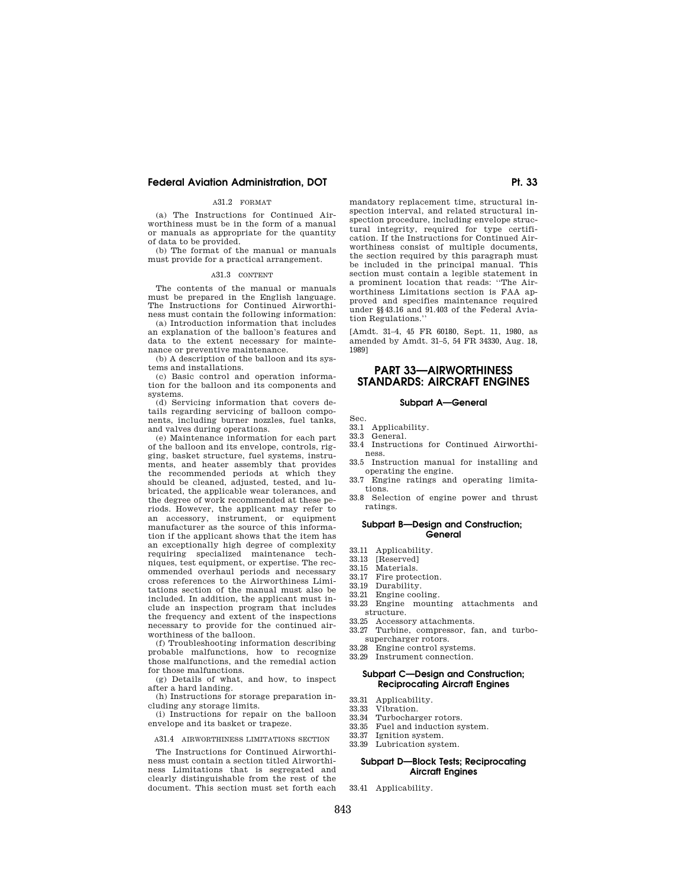A31.2 FORMAT

(a) The Instructions for Continued Airworthiness must be in the form of a manual or manuals as appropriate for the quantity of data to be provided.

(b) The format of the manual or manuals must provide for a practical arrangement.

A31.3 CONTENT

The contents of the manual or manuals must be prepared in the English language. The Instructions for Continued Airworthiness must contain the following information:

(a) Introduction information that includes an explanation of the balloon's features and data to the extent necessary for maintenance or preventive maintenance.

(b) A description of the balloon and its systems and installations.

(c) Basic control and operation information for the balloon and its components and systems.

(d) Servicing information that covers details regarding servicing of balloon components, including burner nozzles, fuel tanks, and valves during operations.

(e) Maintenance information for each part of the balloon and its envelope, controls, rigging, basket structure, fuel systems, instruments, and heater assembly that provides the recommended periods at which they should be cleaned, adjusted, tested, and lubricated, the applicable wear tolerances, and the degree of work recommended at these periods. However, the applicant may refer to an accessory, instrument, or equipment manufacturer as the source of this information if the applicant shows that the item has an exceptionally high degree of complexity requiring specialized maintenance techniques, test equipment, or expertise. The recommended overhaul periods and necessary cross references to the Airworthiness Limitations section of the manual must also be included. In addition, the applicant must include an inspection program that includes the frequency and extent of the inspections necessary to provide for the continued airworthiness of the balloon.

(f) Troubleshooting information describing probable malfunctions, how to recognize those malfunctions, and the remedial action for those malfunctions.

(g) Details of what, and how, to inspect after a hard landing.

(h) Instructions for storage preparation including any storage limits.

(i) Instructions for repair on the balloon envelope and its basket or trapeze.

A31.4 AIRWORTHINESS LIMITATIONS SECTION

The Instructions for Continued Airworthiness must contain a section titled Airworthiness Limitations that is segregated and clearly distinguishable from the rest of the document. This section must set forth each mandatory replacement time, structural inspection interval, and related structural inspection procedure, including envelope structural integrity, required for type certification. If the Instructions for Continued Airworthiness consist of multiple documents, the section required by this paragraph must be included in the principal manual. This section must contain a legible statement in a prominent location that reads: "The Airworthiness Limitations section is FAA approved and specifies maintenance required under §§43.16 and 91.403 of the Federal Aviation Regulations."

[Amdt. 31–4, 45 FR 60180, Sept. 11, 1980, as amended by Amdt. 31–5, 54 FR 34330, Aug. 18, 1989]

# PART 33—AIRWORTHINESS STANDARDS: AIRCRAFT ENGINES

## Subpart A—General

Sec.
33.1 Applicability.
33.3 General.
33.4 Instructions for Continued Airworthiness.
33.5 Instruction manual for installing and operating the engine.
33.7 Engine ratings and operating limitations.
33.8 Selection of engine power and thrust ratings.

## Subpart B—Design and Construction; General

33.11 Applicability.
33.13 [Reserved]
33.15 Materials.
33.17 Fire protection.
33.19 Durability.
33.21 Engine cooling.
33.23 Engine mounting attachments and structure.
33.25 Accessory attachments.
33.27 Turbine, compressor, fan, and turbosupercharger rotors.
33.28 Engine control systems.
33.29 Instrument connection.

## Subpart C—Design and Construction; Reciprocating Aircraft Engines

33.31 Applicability.
33.33 Vibration.
33.34 Turbocharger rotors.
33.35 Fuel and induction system.
33.37 Ignition system.
33.39 Lubrication system.

## Subpart D—Block Tests; Reciprocating Aircraft Engines

33.41 Applicability.